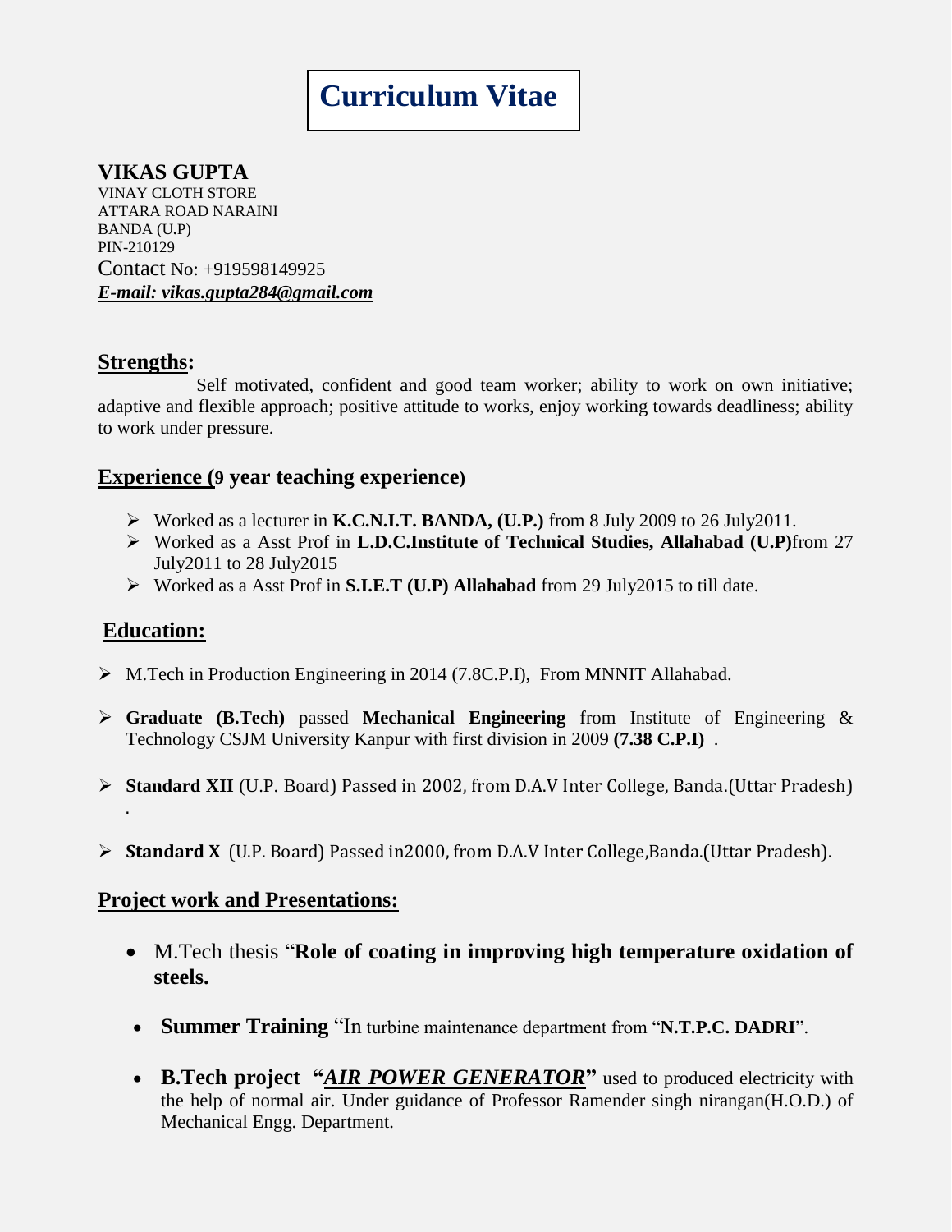# Curriculum Vitae

**VIKAS GUPTA**
VINAY CLOTH STORE
ATTARA ROAD NARAINI
BANDA (U.P)
PIN-210129
Contact No: +919598149925
***E-mail: vikas.gupta284@gmail.com***

## Strengths:

Self motivated, confident and good team worker; ability to work on own initiative; adaptive and flexible approach; positive attitude to works, enjoy working towards deadliness; ability to work under pressure.

## Experience (9 year teaching experience)

- Worked as a lecturer in **K.C.N.I.T. BANDA, (U.P.)** from 8 July 2009 to 26 July2011.
- Worked as a Asst Prof in **L.D.C.Institute of Technical Studies, Allahabad (U.P)**from 27 July2011 to 28 July2015
- Worked as a Asst Prof in **S.I.E.T (U.P) Allahabad** from 29 July2015 to till date.

## Education:

- M.Tech in Production Engineering in 2014 (7.8C.P.I), From MNNIT Allahabad.
- **Graduate (B.Tech)** passed **Mechanical Engineering** from Institute of Engineering & Technology CSJM University Kanpur with first division in 2009 **(7.38 C.P.I)** .
- **Standard XII** (U.P. Board) Passed in 2002, from D.A.V Inter College, Banda.(Uttar Pradesh) .
- **Standard X** (U.P. Board) Passed in2000, from D.A.V Inter College,Banda.(Uttar Pradesh).

## Project work and Presentations:

- M.Tech thesis "**Role of coating in improving high temperature oxidation of steels.**
- **Summer Training** "In turbine maintenance department from "**N.T.P.C. DADRI**".
- **B.Tech project "*AIR POWER GENERATOR*"** used to produced electricity with the help of normal air. Under guidance of Professor Ramender singh nirangan(H.O.D.) of Mechanical Engg. Department.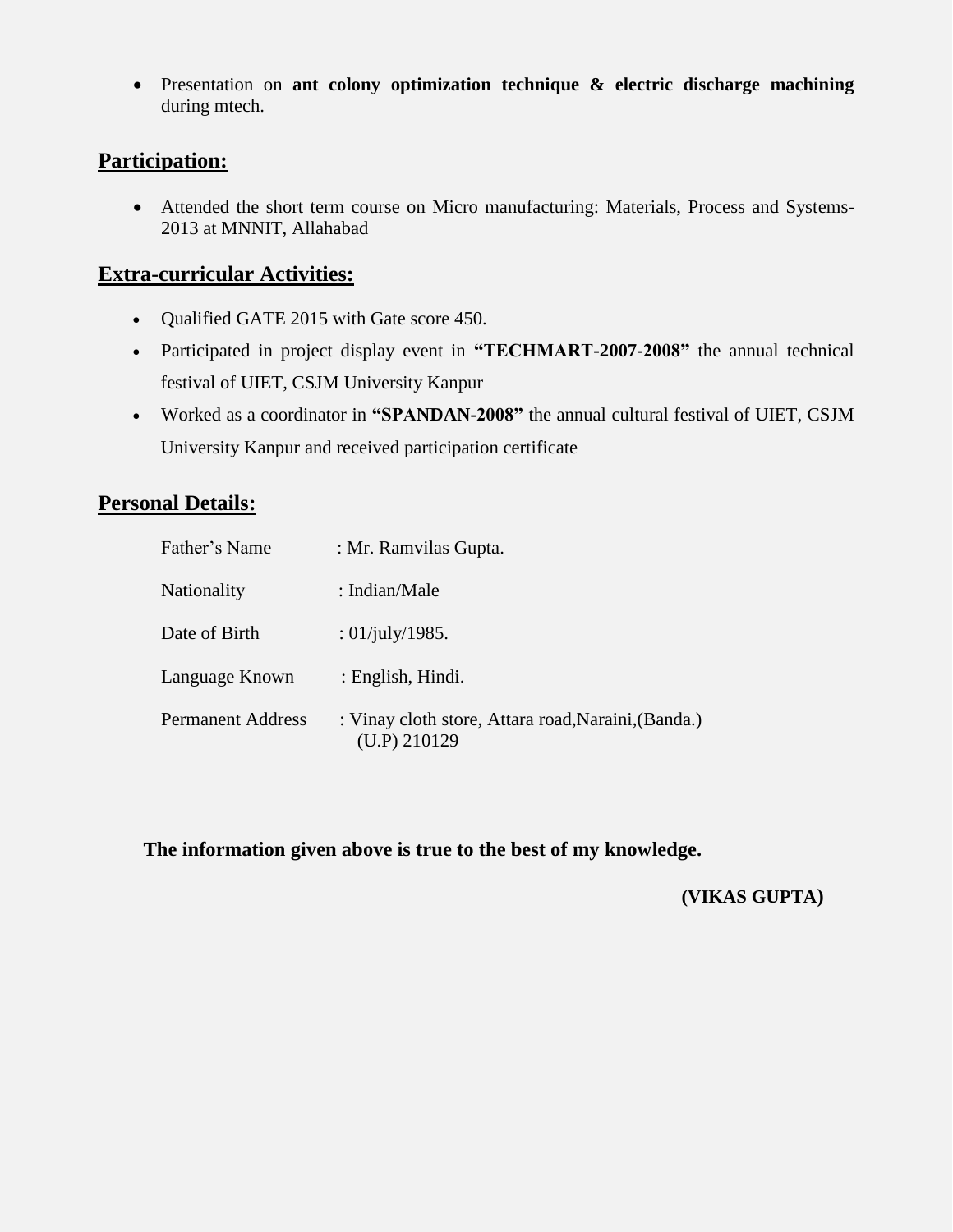- Presentation on **ant colony optimization technique & electric discharge machining** during mtech.

## Participation:

- Attended the short term course on Micro manufacturing: Materials, Process and Systems-2013 at MNNIT, Allahabad

## Extra-curricular Activities:

- Qualified GATE 2015 with Gate score 450.
- Participated in project display event in **"TECHMART-2007-2008"** the annual technical festival of UIET, CSJM University Kanpur
- Worked as a coordinator in **"SPANDAN-2008"** the annual cultural festival of UIET, CSJM University Kanpur and received participation certificate

## Personal Details:

| | |
|---|---|
| Father's Name | : Mr. Ramvilas Gupta. |
| Nationality | : Indian/Male |
| Date of Birth | : 01/july/1985. |
| Language Known | : English, Hindi. |
| Permanent Address | : Vinay cloth store, Attara road,Naraini,(Banda.) (U.P) 210129 |

**The information given above is true to the best of my knowledge.**

**(VIKAS GUPTA)**